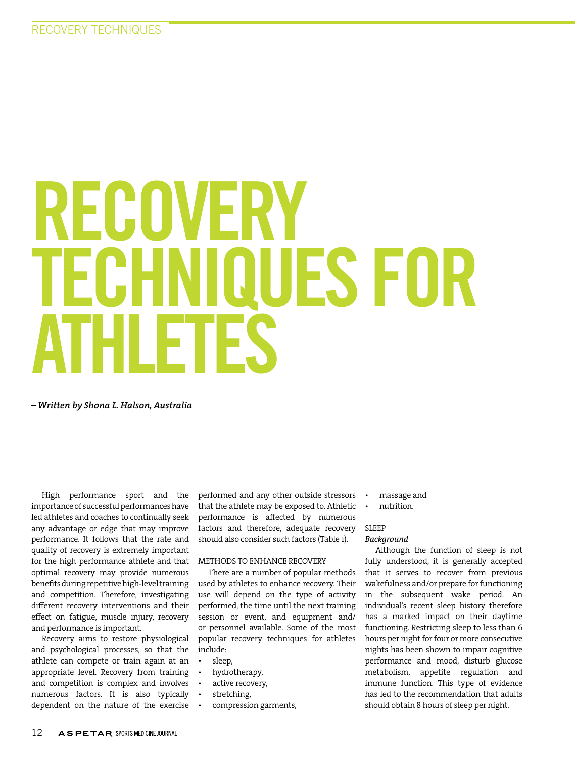# RECOVERY TECHNIQUES FOR ATHLETES

***– Written by Shona L. Halson, Australia***

High performance sport and the importance of successful performances have led athletes and coaches to continually seek any advantage or edge that may improve performance. It follows that the rate and quality of recovery is extremely important for the high performance athlete and that optimal recovery may provide numerous benefits during repetitive high-level training and competition. Therefore, investigating different recovery interventions and their effect on fatigue, muscle injury, recovery and performance is important.

Recovery aims to restore physiological and psychological processes, so that the athlete can compete or train again at an appropriate level. Recovery from training and competition is complex and involves numerous factors. It is also typically dependent on the nature of the exercise performed and any other outside stressors that the athlete may be exposed to. Athletic performance is affected by numerous factors and therefore, adequate recovery should also consider such factors (Table 1).

## METHODS TO ENHANCE RECOVERY

There are a number of popular methods used by athletes to enhance recovery. Their use will depend on the type of activity performed, the time until the next training session or event, and equipment and/or personnel available. Some of the most popular recovery techniques for athletes include:

- sleep,
- hydrotherapy,
- active recovery,
- stretching,
- compression garments,
- massage and
- nutrition.

## SLEEP

### *Background*

Although the function of sleep is not fully understood, it is generally accepted that it serves to recover from previous wakefulness and/or prepare for functioning in the subsequent wake period. An individual's recent sleep history therefore has a marked impact on their daytime functioning. Restricting sleep to less than 6 hours per night for four or more consecutive nights has been shown to impair cognitive performance and mood, disturb glucose metabolism, appetite regulation and immune function. This type of evidence has led to the recommendation that adults should obtain 8 hours of sleep per night.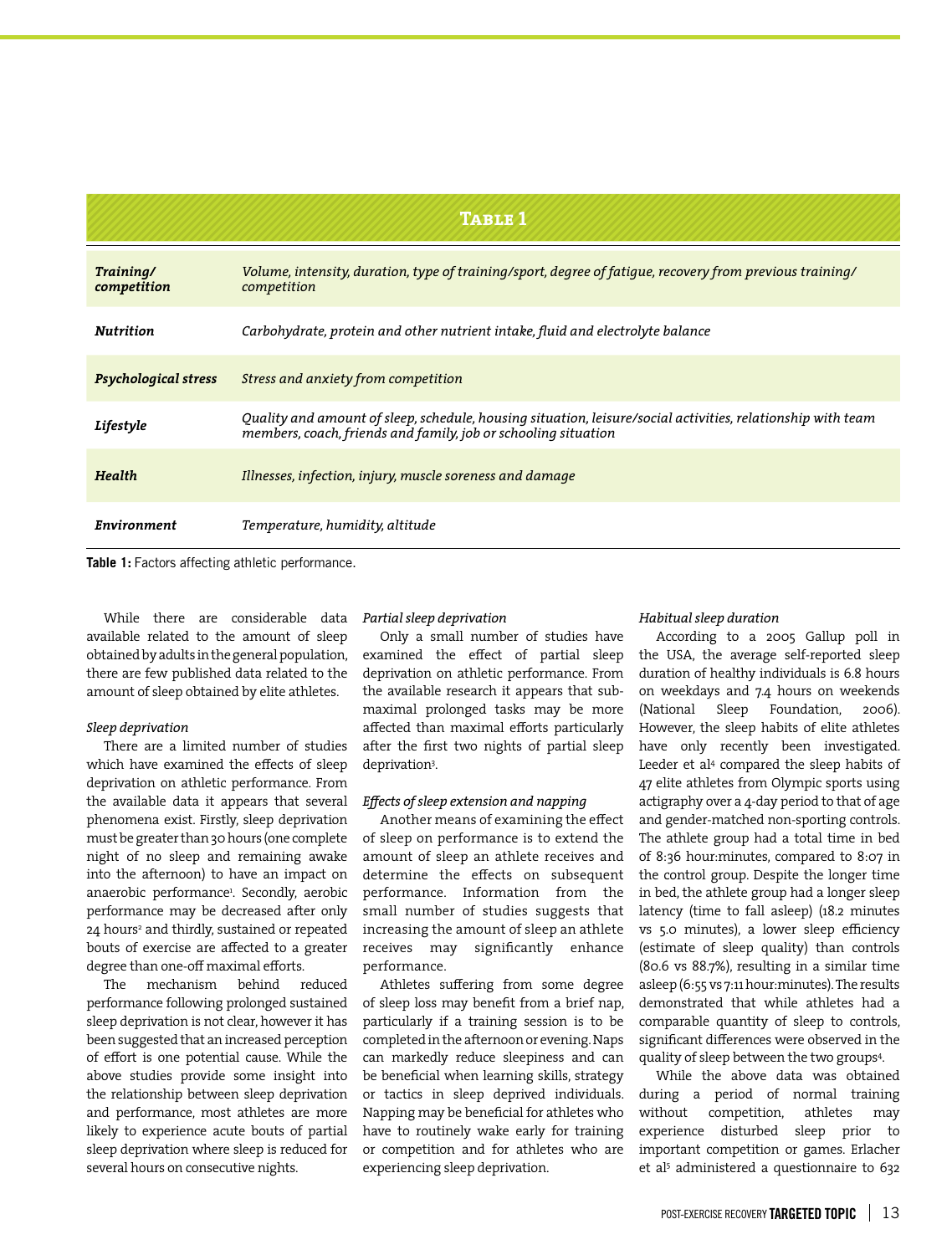**Table 1**

| | |
|---|---|
| *Training/ competition* | *Volume, intensity, duration, type of training/sport, degree of fatigue, recovery from previous training/ competition* |
| *Nutrition* | *Carbohydrate, protein and other nutrient intake, fluid and electrolyte balance* |
| *Psychological stress* | *Stress and anxiety from competition* |
| *Lifestyle* | *Quality and amount of sleep, schedule, housing situation, leisure/social activities, relationship with team members, coach, friends and family, job or schooling situation* |
| *Health* | *Illnesses, infection, injury, muscle soreness and damage* |
| *Environment* | *Temperature, humidity, altitude* |

**Table 1:** Factors affecting athletic performance.

While there are considerable data available related to the amount of sleep obtained by adults in the general population, there are few published data related to the amount of sleep obtained by elite athletes.

*Sleep deprivation*

There are a limited number of studies which have examined the effects of sleep deprivation on athletic performance. From the available data it appears that several phenomena exist. Firstly, sleep deprivation must be greater than 30 hours (one complete night of no sleep and remaining awake into the afternoon) to have an impact on anaerobic performance[1]. Secondly, aerobic performance may be decreased after only 24 hours[2] and thirdly, sustained or repeated bouts of exercise are affected to a greater degree than one-off maximal efforts.

The mechanism behind reduced performance following prolonged sustained sleep deprivation is not clear, however it has been suggested that an increased perception of effort is one potential cause. While the above studies provide some insight into the relationship between sleep deprivation and performance, most athletes are more likely to experience acute bouts of partial sleep deprivation where sleep is reduced for several hours on consecutive nights.

*Partial sleep deprivation*

Only a small number of studies have examined the effect of partial sleep deprivation on athletic performance. From the available research it appears that sub-maximal prolonged tasks may be more affected than maximal efforts particularly after the first two nights of partial sleep deprivation[3].

*Effects of sleep extension and napping*

Another means of examining the effect of sleep on performance is to extend the amount of sleep an athlete receives and determine the effects on subsequent performance. Information from the small number of studies suggests that increasing the amount of sleep an athlete receives may significantly enhance performance.

Athletes suffering from some degree of sleep loss may benefit from a brief nap, particularly if a training session is to be completed in the afternoon or evening. Naps can markedly reduce sleepiness and can be beneficial when learning skills, strategy or tactics in sleep deprived individuals. Napping may be beneficial for athletes who have to routinely wake early for training or competition and for athletes who are experiencing sleep deprivation.

*Habitual sleep duration*

According to a 2005 Gallup poll in the USA, the average self-reported sleep duration of healthy individuals is 6.8 hours on weekdays and 7.4 hours on weekends (National Sleep Foundation, 2006). However, the sleep habits of elite athletes have only recently been investigated. Leeder et al[4] compared the sleep habits of 47 elite athletes from Olympic sports using actigraphy over a 4-day period to that of age and gender-matched non-sporting controls. The athlete group had a total time in bed of 8:36 hour:minutes, compared to 8:07 in the control group. Despite the longer time in bed, the athlete group had a longer sleep latency (time to fall asleep) (18.2 minutes vs 5.0 minutes), a lower sleep efficiency (estimate of sleep quality) than controls (80.6 vs 88.7%), resulting in a similar time asleep (6:55 vs 7:11 hour:minutes). The results demonstrated that while athletes had a comparable quantity of sleep to controls, significant differences were observed in the quality of sleep between the two groups[4].

While the above data was obtained during a period of normal training without competition, athletes may experience disturbed sleep prior to important competition or games. Erlacher et al[5] administered a questionnaire to 632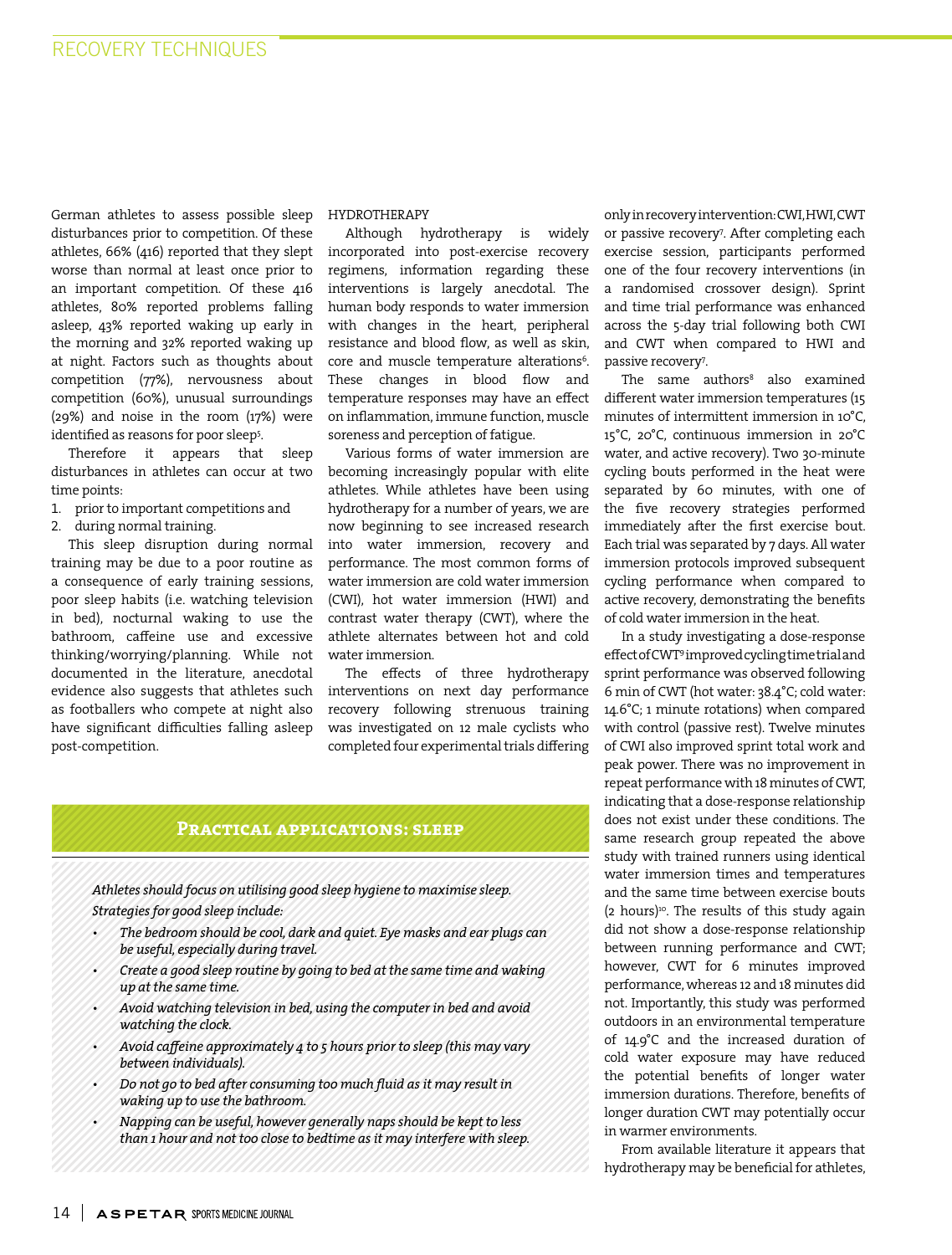German athletes to assess possible sleep disturbances prior to competition. Of these athletes, 66% (416) reported that they slept worse than normal at least once prior to an important competition. Of these 416 athletes, 80% reported problems falling asleep, 43% reported waking up early in the morning and 32% reported waking up at night. Factors such as thoughts about competition (77%), nervousness about competition (60%), unusual surroundings (29%) and noise in the room (17%) were identified as reasons for poor sleep[5].

Therefore it appears that sleep disturbances in athletes can occur at two time points:

1. prior to important competitions and
2. during normal training.

This sleep disruption during normal training may be due to a poor routine as a consequence of early training sessions, poor sleep habits (i.e. watching television in bed), nocturnal waking to use the bathroom, caffeine use and excessive thinking/worrying/planning. While not documented in the literature, anecdotal evidence also suggests that athletes such as footballers who compete at night also have significant difficulties falling asleep post-competition.

## Practical applications: sleep

*Athletes should focus on utilising good sleep hygiene to maximise sleep. Strategies for good sleep include:*

- *The bedroom should be cool, dark and quiet. Eye masks and ear plugs can be useful, especially during travel.*
- *Create a good sleep routine by going to bed at the same time and waking up at the same time.*
- *Avoid watching television in bed, using the computer in bed and avoid watching the clock.*
- *Avoid caffeine approximately 4 to 5 hours prior to sleep (this may vary between individuals).*
- *Do not go to bed after consuming too much fluid as it may result in waking up to use the bathroom.*
- *Napping can be useful, however generally naps should be kept to less than 1 hour and not too close to bedtime as it may interfere with sleep.*

## HYDROTHERAPY

Although hydrotherapy is widely incorporated into post-exercise recovery regimens, information regarding these interventions is largely anecdotal. The human body responds to water immersion with changes in the heart, peripheral resistance and blood flow, as well as skin, core and muscle temperature alterations[6]. These changes in blood flow and temperature responses may have an effect on inflammation, immune function, muscle soreness and perception of fatigue.

Various forms of water immersion are becoming increasingly popular with elite athletes. While athletes have been using hydrotherapy for a number of years, we are now beginning to see increased research into water immersion, recovery and performance. The most common forms of water immersion are cold water immersion (CWI), hot water immersion (HWI) and contrast water therapy (CWT), where the athlete alternates between hot and cold water immersion.

The effects of three hydrotherapy interventions on next day performance recovery following strenuous training was investigated on 12 male cyclists who completed four experimental trials differing only in recovery intervention: CWI, HWI, CWT or passive recovery[7]. After completing each exercise session, participants performed one of the four recovery interventions (in a randomised crossover design). Sprint and time trial performance was enhanced across the 5-day trial following both CWI and CWT when compared to HWI and passive recovery[7].

The same authors[8] also examined different water immersion temperatures (15 minutes of intermittent immersion in 10°C, 15°C, 20°C, continuous immersion in 20°C water, and active recovery). Two 30-minute cycling bouts performed in the heat were separated by 60 minutes, with one of the five recovery strategies performed immediately after the first exercise bout. Each trial was separated by 7 days. All water immersion protocols improved subsequent cycling performance when compared to active recovery, demonstrating the benefits of cold water immersion in the heat.

In a study investigating a dose-response effect of CWT[9] improved cycling time trial and sprint performance was observed following 6 min of CWT (hot water: 38.4°C; cold water: 14.6°C; 1 minute rotations) when compared with control (passive rest). Twelve minutes of CWI also improved sprint total work and peak power. There was no improvement in repeat performance with 18 minutes of CWT, indicating that a dose-response relationship does not exist under these conditions. The same research group repeated the above study with trained runners using identical water immersion times and temperatures and the same time between exercise bouts (2 hours)[10]. The results of this study again did not show a dose-response relationship between running performance and CWT; however, CWT for 6 minutes improved performance, whereas 12 and 18 minutes did not. Importantly, this study was performed outdoors in an environmental temperature of 14.9°C and the increased duration of cold water exposure may have reduced the potential benefits of longer water immersion durations. Therefore, benefits of longer duration CWT may potentially occur in warmer environments.

From available literature it appears that hydrotherapy may be beneficial for athletes,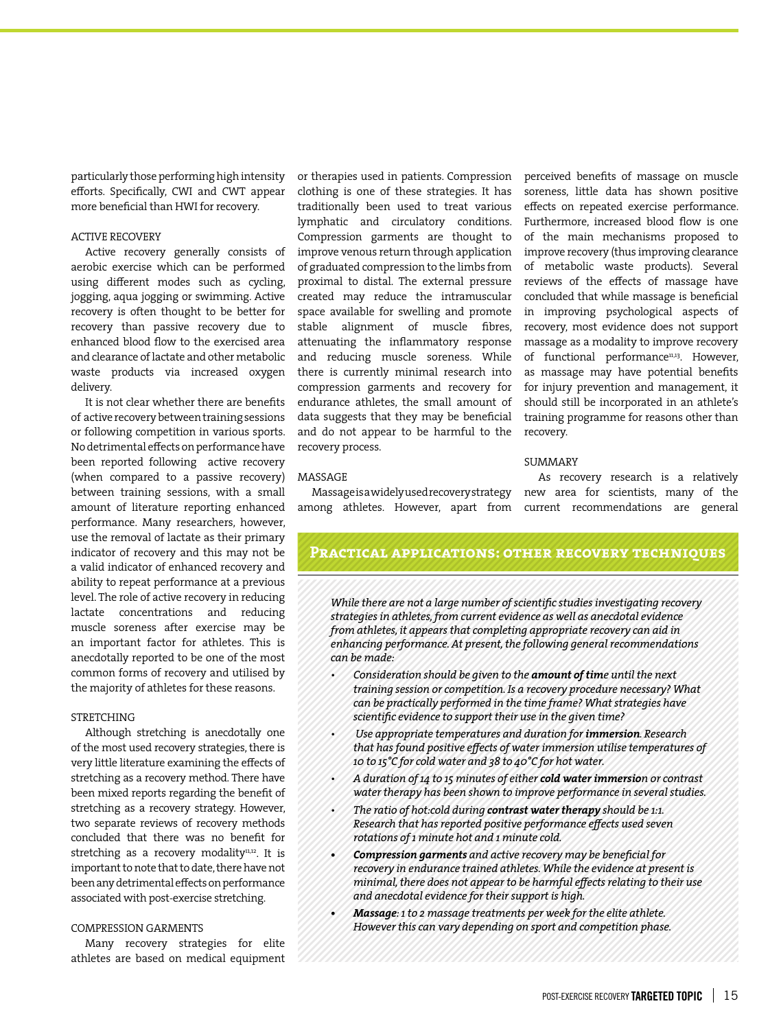particularly those performing high intensity efforts. Specifically, CWI and CWT appear more beneficial than HWI for recovery.

### ACTIVE RECOVERY

Active recovery generally consists of aerobic exercise which can be performed using different modes such as cycling, jogging, aqua jogging or swimming. Active recovery is often thought to be better for recovery than passive recovery due to enhanced blood flow to the exercised area and clearance of lactate and other metabolic waste products via increased oxygen delivery.

It is not clear whether there are benefits of active recovery between training sessions or following competition in various sports. No detrimental effects on performance have been reported following active recovery (when compared to a passive recovery) between training sessions, with a small amount of literature reporting enhanced performance. Many researchers, however, use the removal of lactate as their primary indicator of recovery and this may not be a valid indicator of enhanced recovery and ability to repeat performance at a previous level. The role of active recovery in reducing lactate concentrations and reducing muscle soreness after exercise may be an important factor for athletes. This is anecdotally reported to be one of the most common forms of recovery and utilised by the majority of athletes for these reasons.

### STRETCHING

Although stretching is anecdotally one of the most used recovery strategies, there is very little literature examining the effects of stretching as a recovery method. There have been mixed reports regarding the benefit of stretching as a recovery strategy. However, two separate reviews of recovery methods concluded that there was no benefit for stretching as a recovery modality[11,12]. It is important to note that to date, there have not been any detrimental effects on performance associated with post-exercise stretching.

### COMPRESSION GARMENTS

Many recovery strategies for elite athletes are based on medical equipment or therapies used in patients. Compression clothing is one of these strategies. It has traditionally been used to treat various lymphatic and circulatory conditions. Compression garments are thought to improve venous return through application of graduated compression to the limbs from proximal to distal. The external pressure created may reduce the intramuscular space available for swelling and promote stable alignment of muscle fibres, attenuating the inflammatory response and reducing muscle soreness. While there is currently minimal research into compression garments and recovery for endurance athletes, the small amount of data suggests that they may be beneficial and do not appear to be harmful to the recovery process.

### MASSAGE

Massage is a widely used recovery strategy among athletes. However, apart from perceived benefits of massage on muscle soreness, little data has shown positive effects on repeated exercise performance. Furthermore, increased blood flow is one of the main mechanisms proposed to improve recovery (thus improving clearance of metabolic waste products). Several reviews of the effects of massage have concluded that while massage is beneficial in improving psychological aspects of recovery, most evidence does not support massage as a modality to improve recovery of functional performance[11,13]. However, as massage may have potential benefits for injury prevention and management, it should still be incorporated in an athlete's training programme for reasons other than recovery.

### SUMMARY

As recovery research is a relatively new area for scientists, many of the current recommendations are general

## Practical applications: other recovery techniques

*While there are not a large number of scientific studies investigating recovery strategies in athletes, from current evidence as well as anecdotal evidence from athletes, it appears that completing appropriate recovery can aid in enhancing performance. At present, the following general recommendations can be made:*

- *Consideration should be given to the* ***amount of time*** *until the next training session or competition. Is a recovery procedure necessary? What can be practically performed in the time frame? What strategies have scientific evidence to support their use in the given time?*
- *Use appropriate temperatures and duration for* ***immersion****. Research that has found positive effects of water immersion utilise temperatures of 10 to 15°C for cold water and 38 to 40°C for hot water.*
- *A duration of 14 to 15 minutes of either* ***cold water immersion*** *or contrast water therapy has been shown to improve performance in several studies.*
- *The ratio of hot:cold during* ***contrast water therapy*** *should be 1:1. Research that has reported positive performance effects used seven rotations of 1 minute hot and 1 minute cold.*
- ***Compression garments*** *and active recovery may be beneficial for recovery in endurance trained athletes. While the evidence at present is minimal, there does not appear to be harmful effects relating to their use and anecdotal evidence for their support is high.*
- ***Massage****: 1 to 2 massage treatments per week for the elite athlete. However this can vary depending on sport and competition phase.*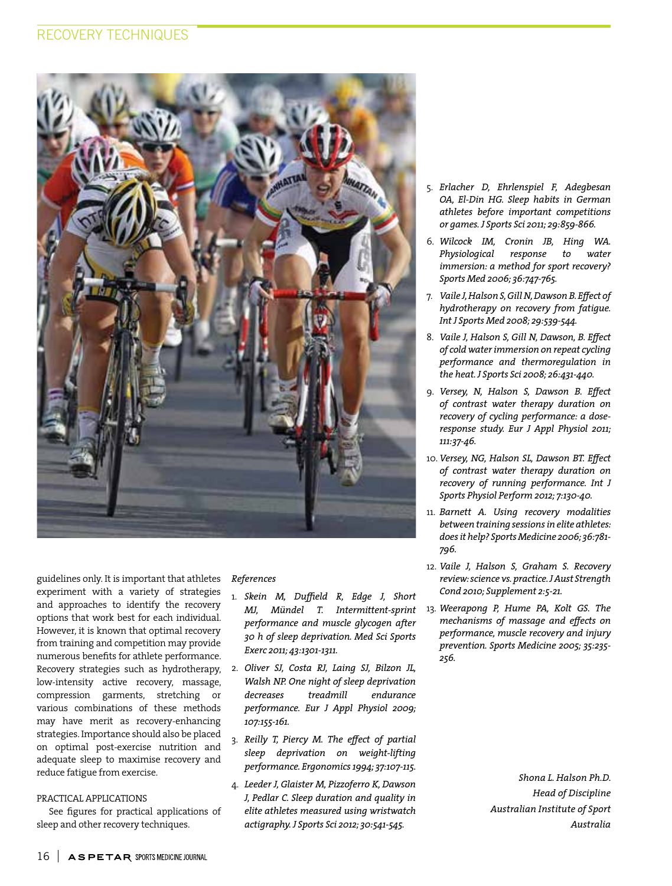guidelines only. It is important that athletes experiment with a variety of strategies and approaches to identify the recovery options that work best for each individual. However, it is known that optimal recovery from training and competition may provide numerous benefits for athlete performance. Recovery strategies such as hydrotherapy, low-intensity active recovery, massage, compression garments, stretching or various combinations of these methods may have merit as recovery-enhancing strategies. Importance should also be placed on optimal post-exercise nutrition and adequate sleep to maximise recovery and reduce fatigue from exercise.

## PRACTICAL APPLICATIONS

See figures for practical applications of sleep and other recovery techniques.

*References*

1. *Skein M, Duffield R, Edge J, Short MJ, Mündel T. Intermittent-sprint performance and muscle glycogen after 30 h of sleep deprivation. Med Sci Sports Exerc 2011; 43:1301-1311.*
2. *Oliver SJ, Costa RJ, Laing SJ, Bilzon JL, Walsh NP. One night of sleep deprivation decreases treadmill endurance performance. Eur J Appl Physiol 2009; 107:155-161.*
3. *Reilly T, Piercy M. The effect of partial sleep deprivation on weight-lifting performance. Ergonomics 1994; 37:107-115.*
4. *Leeder J, Glaister M, Pizzoferro K, Dawson J, Pedlar C. Sleep duration and quality in elite athletes measured using wristwatch actigraphy. J Sports Sci 2012; 30:541-545.*
5. *Erlacher D, Ehrlenspiel F, Adegbesan OA, El-Din HG. Sleep habits in German athletes before important competitions or games. J Sports Sci 2011; 29:859-866.*
6. *Wilcock IM, Cronin JB, Hing WA. Physiological response to water immersion: a method for sport recovery? Sports Med 2006; 36:747-765.*
7. *Vaile J, Halson S, Gill N, Dawson B. Effect of hydrotherapy on recovery from fatigue. Int J Sports Med 2008; 29:539-544.*
8. *Vaile J, Halson S, Gill N, Dawson, B. Effect of cold water immersion on repeat cycling performance and thermoregulation in the heat. J Sports Sci 2008; 26:431-440.*
9. *Versey, N, Halson S, Dawson B. Effect of contrast water therapy duration on recovery of cycling performance: a dose-response study. Eur J Appl Physiol 2011; 111:37-46.*
10. *Versey, NG, Halson SL, Dawson BT. Effect of contrast water therapy duration on recovery of running performance. Int J Sports Physiol Perform 2012; 7:130-40.*
11. *Barnett A. Using recovery modalities between training sessions in elite athletes: does it help? Sports Medicine 2006; 36:781-796.*
12. *Vaile J, Halson S, Graham S. Recovery review: science vs. practice. J Aust Strength Cond 2010; Supplement 2:5-21.*
13. *Weerapong P, Hume PA, Kolt GS. The mechanisms of massage and effects on performance, muscle recovery and injury prevention. Sports Medicine 2005; 35:235-256.*

*Shona L. Halson Ph.D.*
*Head of Discipline*
*Australian Institute of Sport*
*Australia*